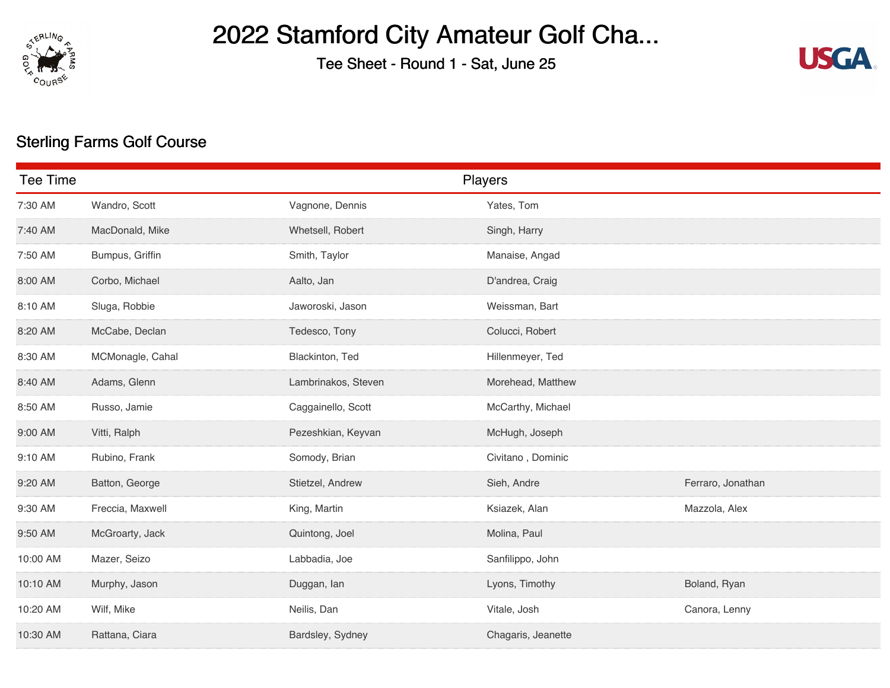# 2022 Stamford City Amateur Golf Cha...

Tee Sheet - Round 1 - Sat, June 25

## Sterling Farms Golf Course

| Tee Time | Players | | | |
|---|---|---|---|---|
| 7:30 AM | Wandro, Scott | Vagnone, Dennis | Yates, Tom | |
| 7:40 AM | MacDonald, Mike | Whetsell, Robert | Singh, Harry | |
| 7:50 AM | Bumpus, Griffin | Smith, Taylor | Manaise, Angad | |
| 8:00 AM | Corbo, Michael | Aalto, Jan | D'andrea, Craig | |
| 8:10 AM | Sluga, Robbie | Jaworoski, Jason | Weissman, Bart | |
| 8:20 AM | McCabe, Declan | Tedesco, Tony | Colucci, Robert | |
| 8:30 AM | MCMonagle, Cahal | Blackinton, Ted | Hillenmeyer, Ted | |
| 8:40 AM | Adams, Glenn | Lambrinakos, Steven | Morehead, Matthew | |
| 8:50 AM | Russo, Jamie | Caggainello, Scott | McCarthy, Michael | |
| 9:00 AM | Vitti, Ralph | Pezeshkian, Keyvan | McHugh, Joseph | |
| 9:10 AM | Rubino, Frank | Somody, Brian | Civitano , Dominic | |
| 9:20 AM | Batton, George | Stietzel, Andrew | Sieh, Andre | Ferraro, Jonathan |
| 9:30 AM | Freccia, Maxwell | King, Martin | Ksiazek, Alan | Mazzola, Alex |
| 9:50 AM | McGroarty, Jack | Quintong, Joel | Molina, Paul | |
| 10:00 AM | Mazer, Seizo | Labbadia, Joe | Sanfilippo, John | |
| 10:10 AM | Murphy, Jason | Duggan, Ian | Lyons, Timothy | Boland, Ryan |
| 10:20 AM | Wilf, Mike | Neilis, Dan | Vitale, Josh | Canora, Lenny |
| 10:30 AM | Rattana, Ciara | Bardsley, Sydney | Chagaris, Jeanette | |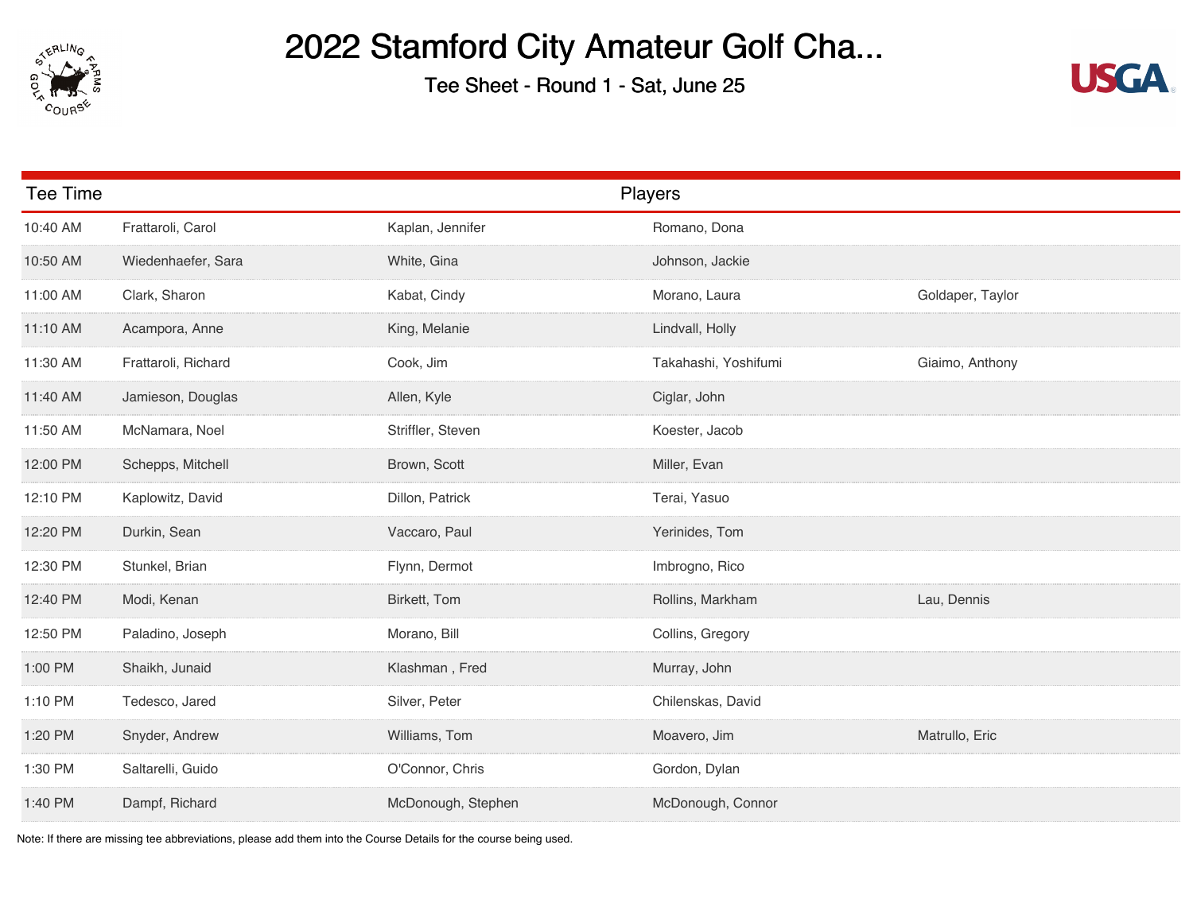# 2022 Stamford City Amateur Golf Cha...

## Tee Sheet - Round 1 - Sat, June 25

| Tee Time | Players | | | |
|---|---|---|---|---|
| 10:40 AM | Frattaroli, Carol | Kaplan, Jennifer | Romano, Dona | |
| 10:50 AM | Wiedenhaefer, Sara | White, Gina | Johnson, Jackie | |
| 11:00 AM | Clark, Sharon | Kabat, Cindy | Morano, Laura | Goldaper, Taylor |
| 11:10 AM | Acampora, Anne | King, Melanie | Lindvall, Holly | |
| 11:30 AM | Frattaroli, Richard | Cook, Jim | Takahashi, Yoshifumi | Giaimo, Anthony |
| 11:40 AM | Jamieson, Douglas | Allen, Kyle | Ciglar, John | |
| 11:50 AM | McNamara, Noel | Striffler, Steven | Koester, Jacob | |
| 12:00 PM | Schepps, Mitchell | Brown, Scott | Miller, Evan | |
| 12:10 PM | Kaplowitz, David | Dillon, Patrick | Terai, Yasuo | |
| 12:20 PM | Durkin, Sean | Vaccaro, Paul | Yerinides, Tom | |
| 12:30 PM | Stunkel, Brian | Flynn, Dermot | Imbrogno, Rico | |
| 12:40 PM | Modi, Kenan | Birkett, Tom | Rollins, Markham | Lau, Dennis |
| 12:50 PM | Paladino, Joseph | Morano, Bill | Collins, Gregory | |
| 1:00 PM | Shaikh, Junaid | Klashman , Fred | Murray, John | |
| 1:10 PM | Tedesco, Jared | Silver, Peter | Chilenskas, David | |
| 1:20 PM | Snyder, Andrew | Williams, Tom | Moavero, Jim | Matrullo, Eric |
| 1:30 PM | Saltarelli, Guido | O'Connor, Chris | Gordon, Dylan | |
| 1:40 PM | Dampf, Richard | McDonough, Stephen | McDonough, Connor | |

Note: If there are missing tee abbreviations, please add them into the Course Details for the course being used.